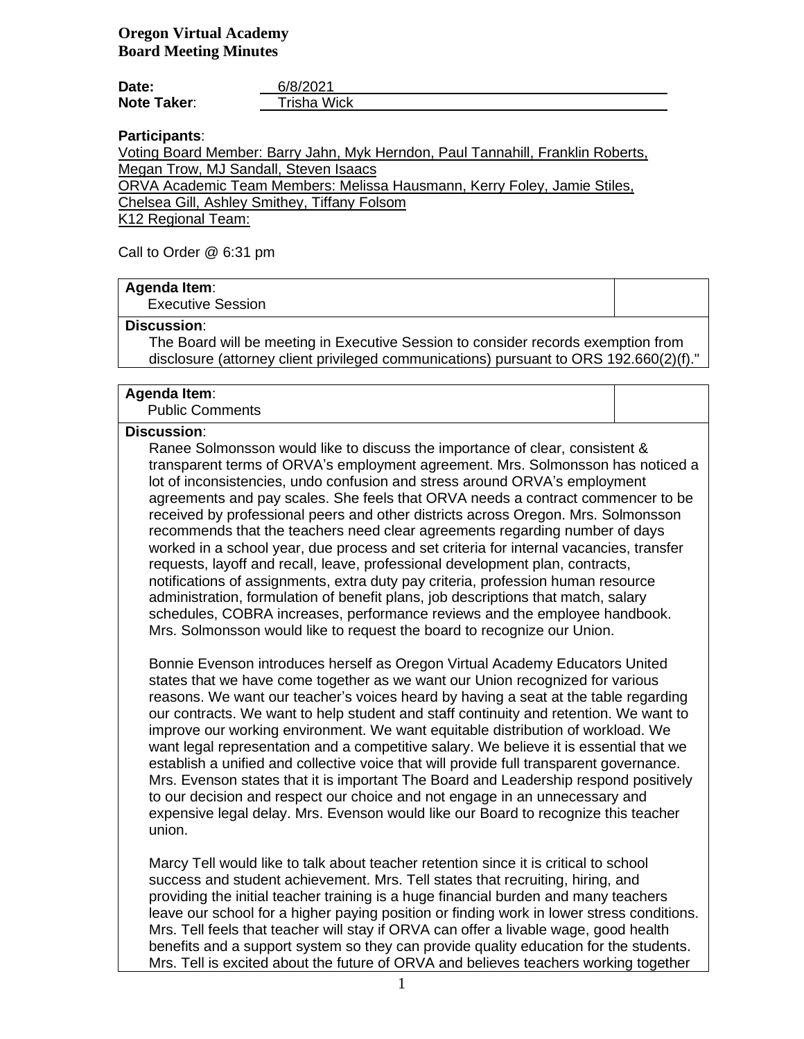**Oregon Virtual Academy**
**Board Meeting Minutes**

**Date:** 6/8/2021
**Note Taker:** Trisha Wick

**Participants:**

Voting Board Member: Barry Jahn, Myk Herndon, Paul Tannahill, Franklin Roberts, Megan Trow, MJ Sandall, Steven Isaacs

ORVA Academic Team Members: Melissa Hausmann, Kerry Foley, Jamie Stiles, Chelsea Gill, Ashley Smithey, Tiffany Folsom

K12 Regional Team:

Call to Order @ 6:31 pm

**Agenda Item:**
Executive Session

**Discussion:**
The Board will be meeting in Executive Session to consider records exemption from disclosure (attorney client privileged communications) pursuant to ORS 192.660(2)(f)."

**Agenda Item:**
Public Comments

**Discussion:**
Ranee Solmonsson would like to discuss the importance of clear, consistent & transparent terms of ORVA's employment agreement. Mrs. Solmonsson has noticed a lot of inconsistencies, undo confusion and stress around ORVA's employment agreements and pay scales. She feels that ORVA needs a contract commencer to be received by professional peers and other districts across Oregon. Mrs. Solmonsson recommends that the teachers need clear agreements regarding number of days worked in a school year, due process and set criteria for internal vacancies, transfer requests, layoff and recall, leave, professional development plan, contracts, notifications of assignments, extra duty pay criteria, profession human resource administration, formulation of benefit plans, job descriptions that match, salary schedules, COBRA increases, performance reviews and the employee handbook. Mrs. Solmonsson would like to request the board to recognize our Union.

Bonnie Evenson introduces herself as Oregon Virtual Academy Educators United states that we have come together as we want our Union recognized for various reasons. We want our teacher's voices heard by having a seat at the table regarding our contracts. We want to help student and staff continuity and retention. We want to improve our working environment. We want equitable distribution of workload. We want legal representation and a competitive salary. We believe it is essential that we establish a unified and collective voice that will provide full transparent governance. Mrs. Evenson states that it is important The Board and Leadership respond positively to our decision and respect our choice and not engage in an unnecessary and expensive legal delay. Mrs. Evenson would like our Board to recognize this teacher union.

Marcy Tell would like to talk about teacher retention since it is critical to school success and student achievement. Mrs. Tell states that recruiting, hiring, and providing the initial teacher training is a huge financial burden and many teachers leave our school for a higher paying position or finding work in lower stress conditions. Mrs. Tell feels that teacher will stay if ORVA can offer a livable wage, good health benefits and a support system so they can provide quality education for the students. Mrs. Tell is excited about the future of ORVA and believes teachers working together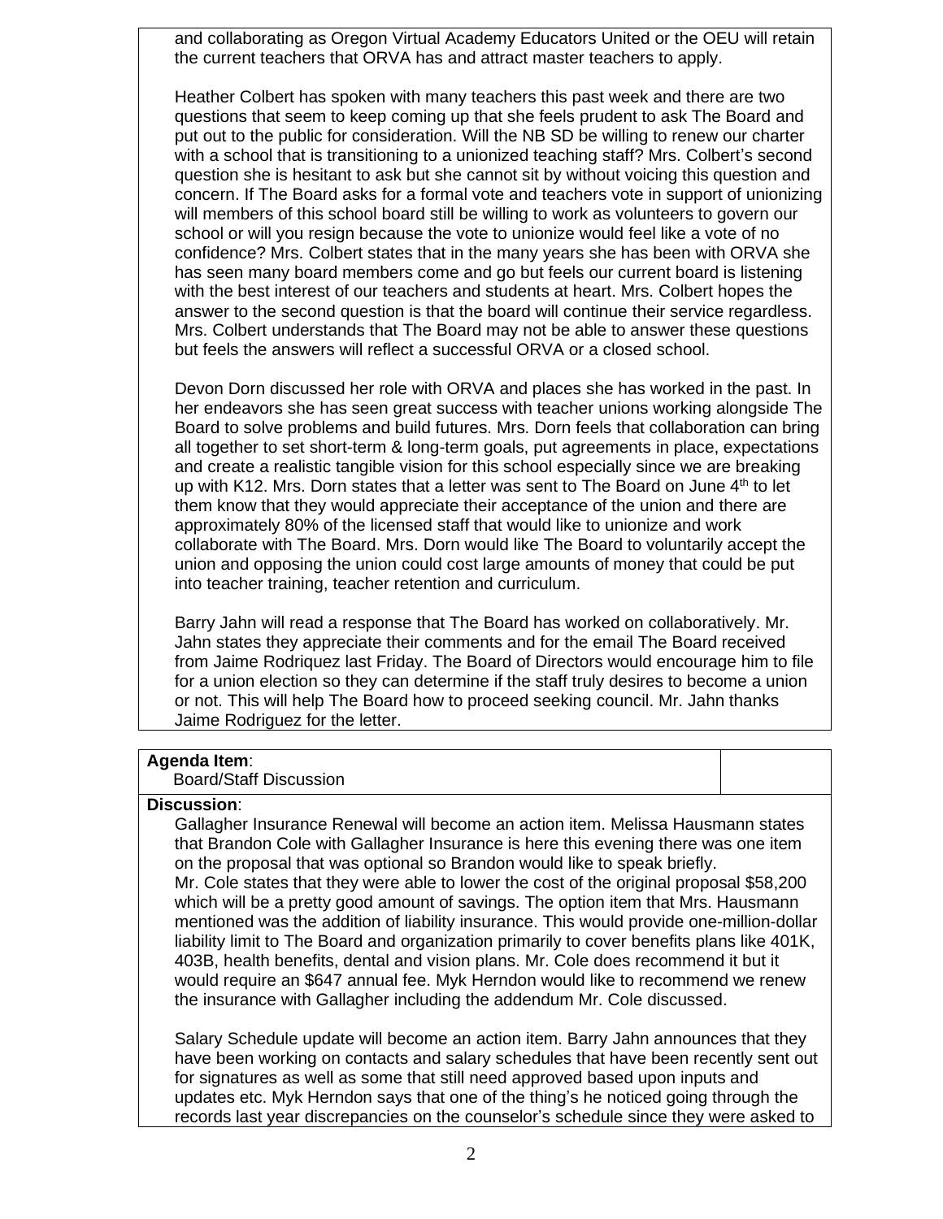and collaborating as Oregon Virtual Academy Educators United or the OEU will retain the current teachers that ORVA has and attract master teachers to apply.

Heather Colbert has spoken with many teachers this past week and there are two questions that seem to keep coming up that she feels prudent to ask The Board and put out to the public for consideration. Will the NB SD be willing to renew our charter with a school that is transitioning to a unionized teaching staff? Mrs. Colbert's second question she is hesitant to ask but she cannot sit by without voicing this question and concern. If The Board asks for a formal vote and teachers vote in support of unionizing will members of this school board still be willing to work as volunteers to govern our school or will you resign because the vote to unionize would feel like a vote of no confidence? Mrs. Colbert states that in the many years she has been with ORVA she has seen many board members come and go but feels our current board is listening with the best interest of our teachers and students at heart. Mrs. Colbert hopes the answer to the second question is that the board will continue their service regardless. Mrs. Colbert understands that The Board may not be able to answer these questions but feels the answers will reflect a successful ORVA or a closed school.

Devon Dorn discussed her role with ORVA and places she has worked in the past. In her endeavors she has seen great success with teacher unions working alongside The Board to solve problems and build futures. Mrs. Dorn feels that collaboration can bring all together to set short-term & long-term goals, put agreements in place, expectations and create a realistic tangible vision for this school especially since we are breaking up with K12. Mrs. Dorn states that a letter was sent to The Board on June 4th to let them know that they would appreciate their acceptance of the union and there are approximately 80% of the licensed staff that would like to unionize and work collaborate with The Board. Mrs. Dorn would like The Board to voluntarily accept the union and opposing the union could cost large amounts of money that could be put into teacher training, teacher retention and curriculum.

Barry Jahn will read a response that The Board has worked on collaboratively. Mr. Jahn states they appreciate their comments and for the email The Board received from Jaime Rodriquez last Friday. The Board of Directors would encourage him to file for a union election so they can determine if the staff truly desires to become a union or not. This will help The Board how to proceed seeking council. Mr. Jahn thanks Jaime Rodriguez for the letter.

**Agenda Item**:
Board/Staff Discussion

**Discussion**:

Gallagher Insurance Renewal will become an action item. Melissa Hausmann states that Brandon Cole with Gallagher Insurance is here this evening there was one item on the proposal that was optional so Brandon would like to speak briefly.
Mr. Cole states that they were able to lower the cost of the original proposal $58,200 which will be a pretty good amount of savings. The option item that Mrs. Hausmann mentioned was the addition of liability insurance. This would provide one-million-dollar liability limit to The Board and organization primarily to cover benefits plans like 401K, 403B, health benefits, dental and vision plans. Mr. Cole does recommend it but it would require an $647 annual fee. Myk Herndon would like to recommend we renew the insurance with Gallagher including the addendum Mr. Cole discussed.

Salary Schedule update will become an action item. Barry Jahn announces that they have been working on contacts and salary schedules that have been recently sent out for signatures as well as some that still need approved based upon inputs and updates etc. Myk Herndon says that one of the thing's he noticed going through the records last year discrepancies on the counselor's schedule since they were asked to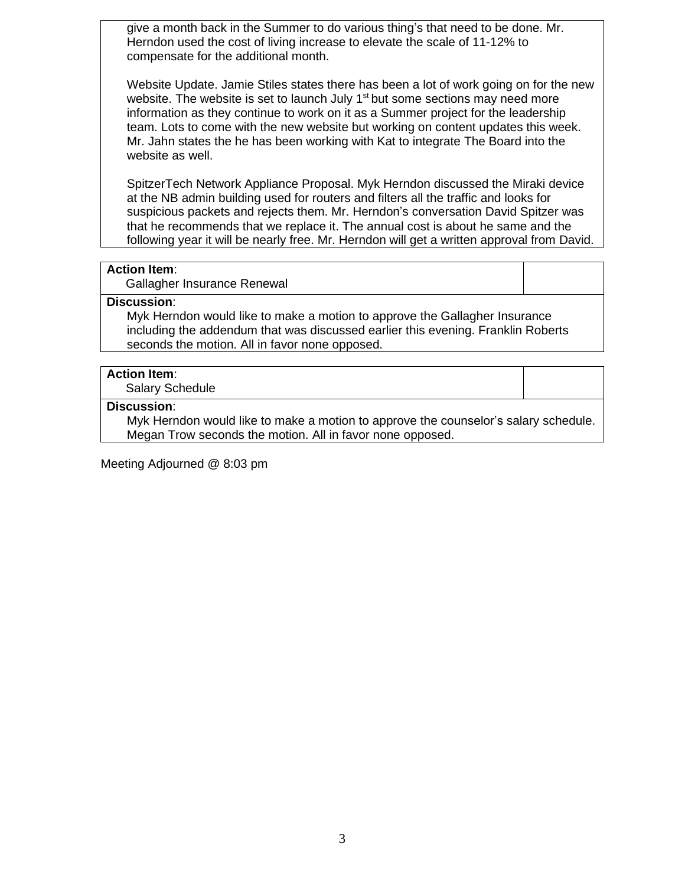give a month back in the Summer to do various thing's that need to be done. Mr. Herndon used the cost of living increase to elevate the scale of 11-12% to compensate for the additional month.

Website Update. Jamie Stiles states there has been a lot of work going on for the new website. The website is set to launch July 1st but some sections may need more information as they continue to work on it as a Summer project for the leadership team. Lots to come with the new website but working on content updates this week. Mr. Jahn states the he has been working with Kat to integrate The Board into the website as well.

SpitzerTech Network Appliance Proposal. Myk Herndon discussed the Miraki device at the NB admin building used for routers and filters all the traffic and looks for suspicious packets and rejects them. Mr. Herndon's conversation David Spitzer was that he recommends that we replace it. The annual cost is about he same and the following year it will be nearly free. Mr. Herndon will get a written approval from David.

**Action Item**:
Gallagher Insurance Renewal

**Discussion**:
Myk Herndon would like to make a motion to approve the Gallagher Insurance including the addendum that was discussed earlier this evening. Franklin Roberts seconds the motion. All in favor none opposed.

**Action Item**:
Salary Schedule

**Discussion**:
Myk Herndon would like to make a motion to approve the counselor's salary schedule. Megan Trow seconds the motion. All in favor none opposed.

Meeting Adjourned @ 8:03 pm